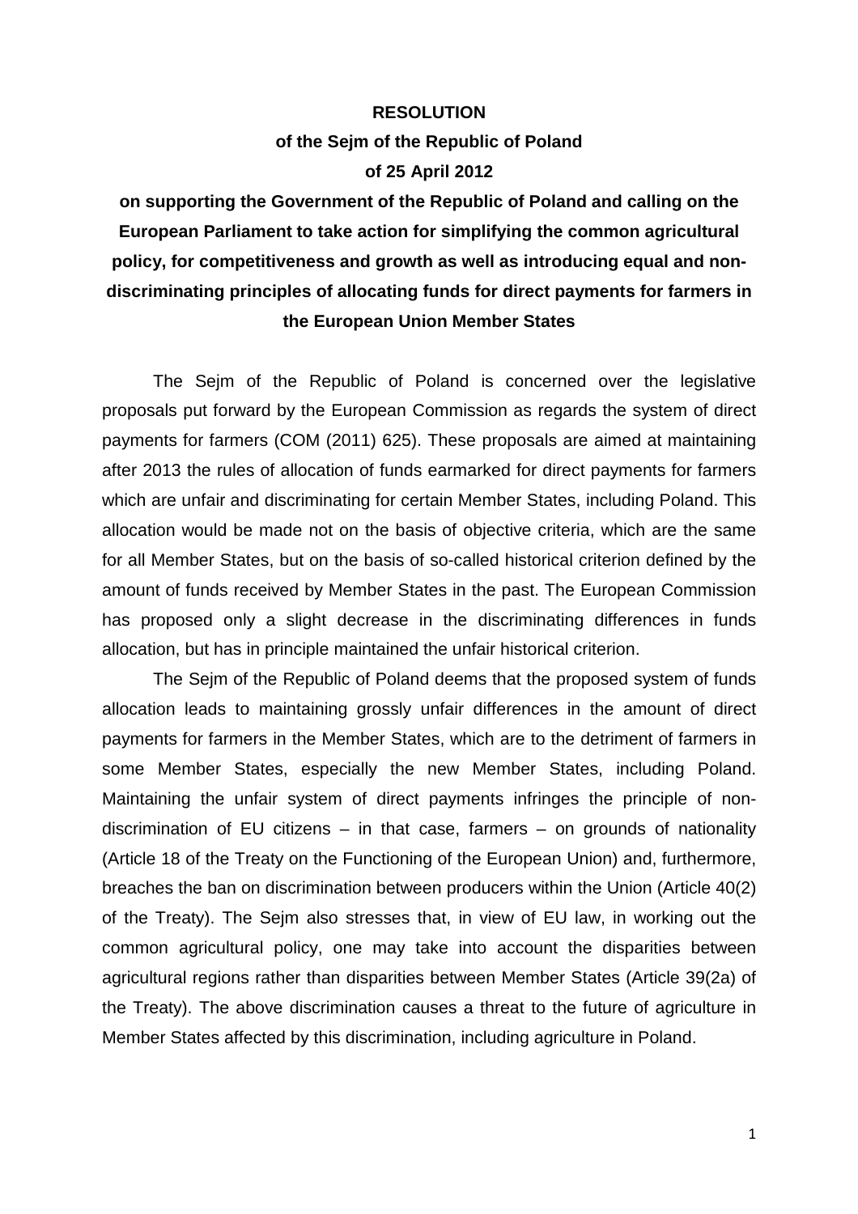**RESOLUTION**

**of the Sejm of the Republic of Poland**

**of 25 April 2012**

**on supporting the Government of the Republic of Poland and calling on the European Parliament to take action for simplifying the common agricultural policy, for competitiveness and growth as well as introducing equal and non-discriminating principles of allocating funds for direct payments for farmers in the European Union Member States**

The Sejm of the Republic of Poland is concerned over the legislative proposals put forward by the European Commission as regards the system of direct payments for farmers (COM (2011) 625). These proposals are aimed at maintaining after 2013 the rules of allocation of funds earmarked for direct payments for farmers which are unfair and discriminating for certain Member States, including Poland. This allocation would be made not on the basis of objective criteria, which are the same for all Member States, but on the basis of so-called historical criterion defined by the amount of funds received by Member States in the past. The European Commission has proposed only a slight decrease in the discriminating differences in funds allocation, but has in principle maintained the unfair historical criterion.

The Sejm of the Republic of Poland deems that the proposed system of funds allocation leads to maintaining grossly unfair differences in the amount of direct payments for farmers in the Member States, which are to the detriment of farmers in some Member States, especially the new Member States, including Poland. Maintaining the unfair system of direct payments infringes the principle of non-discrimination of EU citizens – in that case, farmers – on grounds of nationality (Article 18 of the Treaty on the Functioning of the European Union) and, furthermore, breaches the ban on discrimination between producers within the Union (Article 40(2) of the Treaty). The Sejm also stresses that, in view of EU law, in working out the common agricultural policy, one may take into account the disparities between agricultural regions rather than disparities between Member States (Article 39(2a) of the Treaty). The above discrimination causes a threat to the future of agriculture in Member States affected by this discrimination, including agriculture in Poland.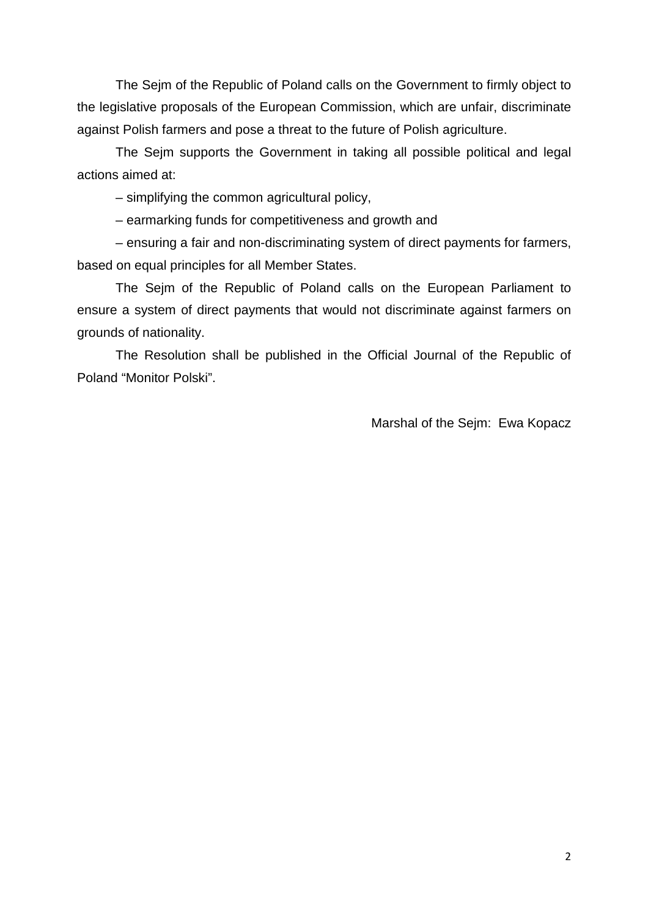The Sejm of the Republic of Poland calls on the Government to firmly object to the legislative proposals of the European Commission, which are unfair, discriminate against Polish farmers and pose a threat to the future of Polish agriculture.

The Sejm supports the Government in taking all possible political and legal actions aimed at:

– simplifying the common agricultural policy,

– earmarking funds for competitiveness and growth and

– ensuring a fair and non-discriminating system of direct payments for farmers, based on equal principles for all Member States.

The Sejm of the Republic of Poland calls on the European Parliament to ensure a system of direct payments that would not discriminate against farmers on grounds of nationality.

The Resolution shall be published in the Official Journal of the Republic of Poland "Monitor Polski".

Marshal of the Sejm: Ewa Kopacz